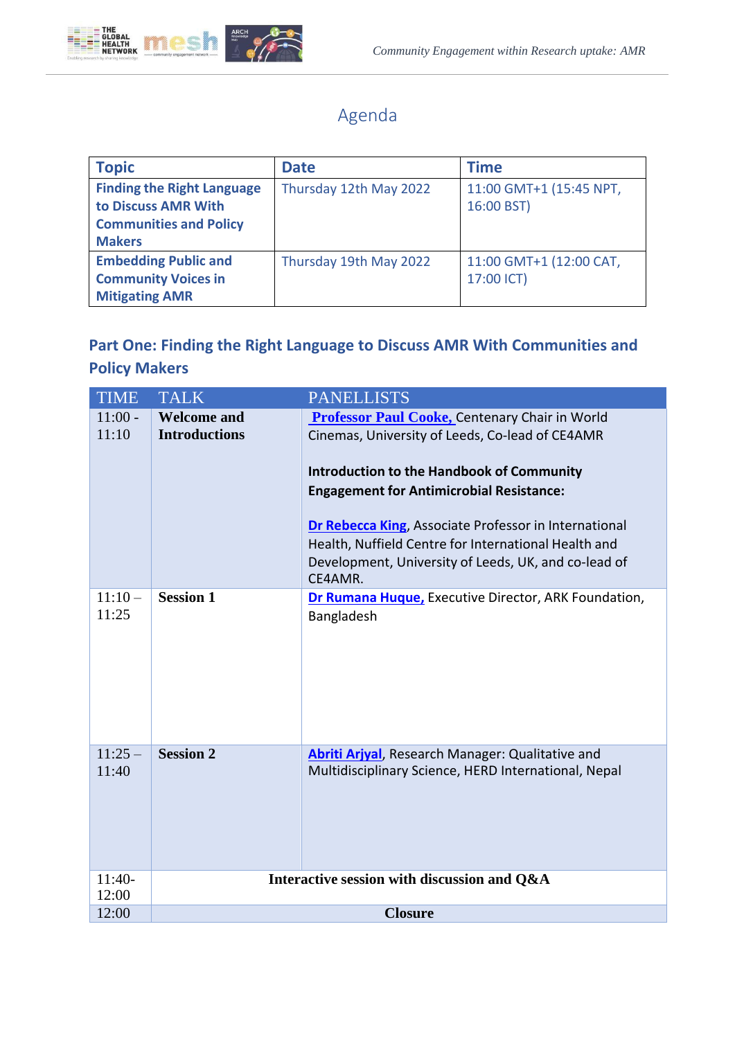# Agenda

| Topic | Date | Time |
| --- | --- | --- |
| **Finding the Right Language to Discuss AMR With Communities and Policy Makers** | Thursday 12th May 2022 | 11:00 GMT+1 (15:45 NPT, 16:00 BST) |
| **Embedding Public and Community Voices in Mitigating AMR** | Thursday 19th May 2022 | 11:00 GMT+1 (12:00 CAT, 17:00 ICT) |

## Part One: Finding the Right Language to Discuss AMR With Communities and Policy Makers

| TIME | TALK | PANELLISTS |
| --- | --- | --- |
| 11:00 - 11:10 | **Welcome and Introductions** | **Professor Paul Cooke,** Centenary Chair in World Cinemas, University of Leeds, Co-lead of CE4AMR<br><br>**Introduction to the Handbook of Community Engagement for Antimicrobial Resistance:**<br><br>**Dr Rebecca King**, Associate Professor in International Health, Nuffield Centre for International Health and Development, University of Leeds, UK, and co-lead of CE4AMR. |
| 11:10 – 11:25 | **Session 1** | **Dr Rumana Huque,** Executive Director, ARK Foundation, Bangladesh |
| 11:25 – 11:40 | **Session 2** | **Abriti Arjyal**, Research Manager: Qualitative and Multidisciplinary Science, HERD International, Nepal |
| 11:40-12:00 | **Interactive session with discussion and Q&A** | |
| 12:00 | **Closure** | |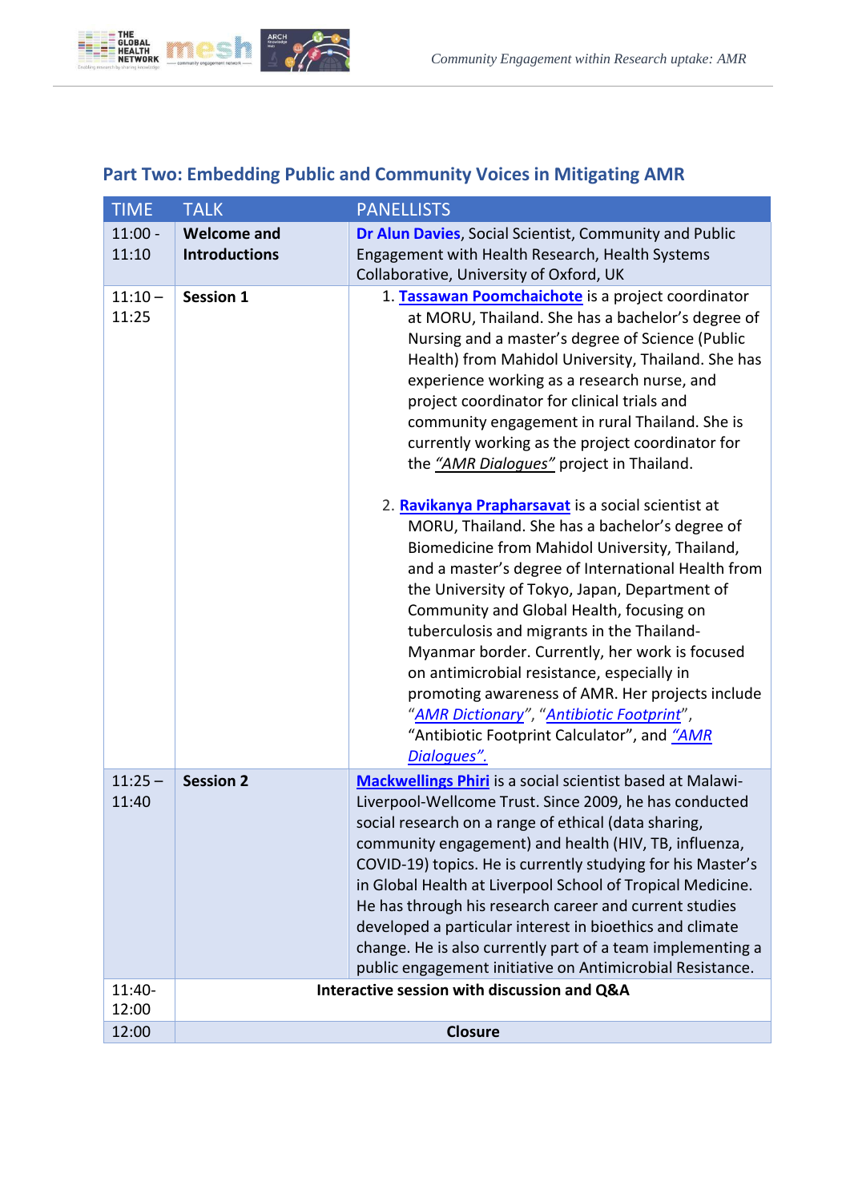## Part Two: Embedding Public and Community Voices in Mitigating AMR

| TIME | TALK | PANELLISTS |
|---|---|---|
| 11:00 - 11:10 | **Welcome and Introductions** | **Dr Alun Davies**, Social Scientist, Community and Public Engagement with Health Research, Health Systems Collaborative, University of Oxford, UK |
| 11:10 – 11:25 | **Session 1** | 1. **Tassawan Poomchaichote** is a project coordinator at MORU, Thailand. She has a bachelor's degree of Nursing and a master's degree of Science (Public Health) from Mahidol University, Thailand. She has experience working as a research nurse, and project coordinator for clinical trials and community engagement in rural Thailand. She is currently working as the project coordinator for the *"AMR Dialogues"* project in Thailand.<br><br>2. **Ravikanya Prapharsavat** is a social scientist at MORU, Thailand. She has a bachelor's degree of Biomedicine from Mahidol University, Thailand, and a master's degree of International Health from the University of Tokyo, Japan, Department of Community and Global Health, focusing on tuberculosis and migrants in the Thailand-Myanmar border. Currently, her work is focused on antimicrobial resistance, especially in promoting awareness of AMR. Her projects include "*AMR Dictionary*", "*Antibiotic Footprint*", "Antibiotic Footprint Calculator", and *"AMR Dialogues".* |
| 11:25 – 11:40 | **Session 2** | **Mackwellings Phiri** is a social scientist based at Malawi-Liverpool-Wellcome Trust. Since 2009, he has conducted social research on a range of ethical (data sharing, community engagement) and health (HIV, TB, influenza, COVID-19) topics. He is currently studying for his Master's in Global Health at Liverpool School of Tropical Medicine. He has through his research career and current studies developed a particular interest in bioethics and climate change. He is also currently part of a team implementing a public engagement initiative on Antimicrobial Resistance. |
| 11:40-12:00 | **Interactive session with discussion and Q&A** | |
| 12:00 | **Closure** | |